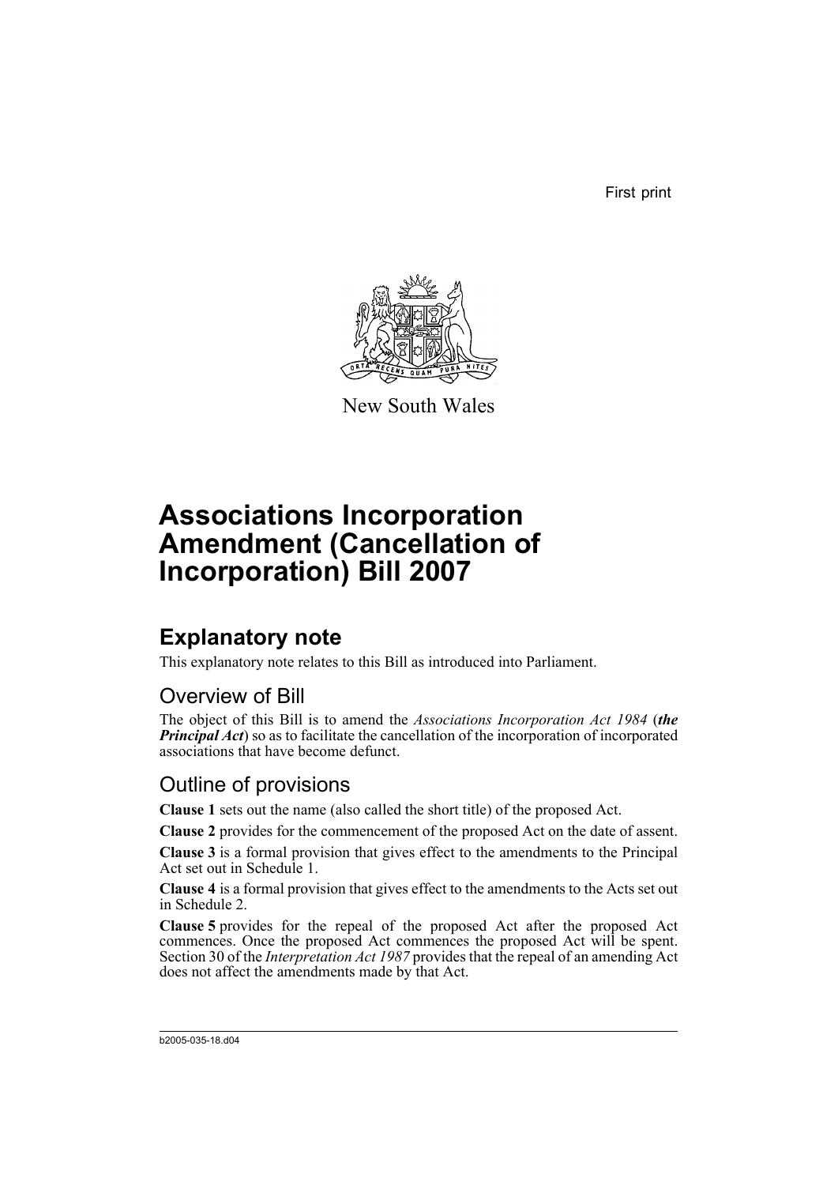First print

New South Wales

# Associations Incorporation Amendment (Cancellation of Incorporation) Bill 2007

## Explanatory note

This explanatory note relates to this Bill as introduced into Parliament.

### Overview of Bill

The object of this Bill is to amend the *Associations Incorporation Act 1984* (***the Principal Act***) so as to facilitate the cancellation of the incorporation of incorporated associations that have become defunct.

### Outline of provisions

**Clause 1** sets out the name (also called the short title) of the proposed Act.

**Clause 2** provides for the commencement of the proposed Act on the date of assent.

**Clause 3** is a formal provision that gives effect to the amendments to the Principal Act set out in Schedule 1.

**Clause 4** is a formal provision that gives effect to the amendments to the Acts set out in Schedule 2.

**Clause 5** provides for the repeal of the proposed Act after the proposed Act commences. Once the proposed Act commences the proposed Act will be spent. Section 30 of the *Interpretation Act 1987* provides that the repeal of an amending Act does not affect the amendments made by that Act.

b2005-035-18.d04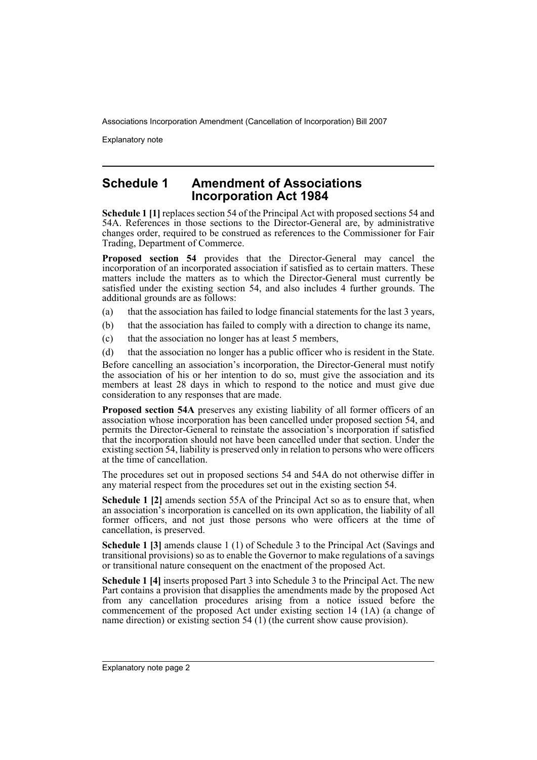## Schedule 1 Amendment of Associations Incorporation Act 1984

**Schedule 1 [1]** replaces section 54 of the Principal Act with proposed sections 54 and 54A. References in those sections to the Director-General are, by administrative changes order, required to be construed as references to the Commissioner for Fair Trading, Department of Commerce.

**Proposed section 54** provides that the Director-General may cancel the incorporation of an incorporated association if satisfied as to certain matters. These matters include the matters as to which the Director-General must currently be satisfied under the existing section 54, and also includes 4 further grounds. The additional grounds are as follows:

(a) that the association has failed to lodge financial statements for the last 3 years,

(b) that the association has failed to comply with a direction to change its name,

(c) that the association no longer has at least 5 members,

(d) that the association no longer has a public officer who is resident in the State.

Before cancelling an association's incorporation, the Director-General must notify the association of his or her intention to do so, must give the association and its members at least 28 days in which to respond to the notice and must give due consideration to any responses that are made.

**Proposed section 54A** preserves any existing liability of all former officers of an association whose incorporation has been cancelled under proposed section 54, and permits the Director-General to reinstate the association's incorporation if satisfied that the incorporation should not have been cancelled under that section. Under the existing section 54, liability is preserved only in relation to persons who were officers at the time of cancellation.

The procedures set out in proposed sections 54 and 54A do not otherwise differ in any material respect from the procedures set out in the existing section 54.

**Schedule 1 [2]** amends section 55A of the Principal Act so as to ensure that, when an association's incorporation is cancelled on its own application, the liability of all former officers, and not just those persons who were officers at the time of cancellation, is preserved.

**Schedule 1 [3]** amends clause 1 (1) of Schedule 3 to the Principal Act (Savings and transitional provisions) so as to enable the Governor to make regulations of a savings or transitional nature consequent on the enactment of the proposed Act.

**Schedule 1 [4]** inserts proposed Part 3 into Schedule 3 to the Principal Act. The new Part contains a provision that disapplies the amendments made by the proposed Act from any cancellation procedures arising from a notice issued before the commencement of the proposed Act under existing section 14 (1A) (a change of name direction) or existing section 54 (1) (the current show cause provision).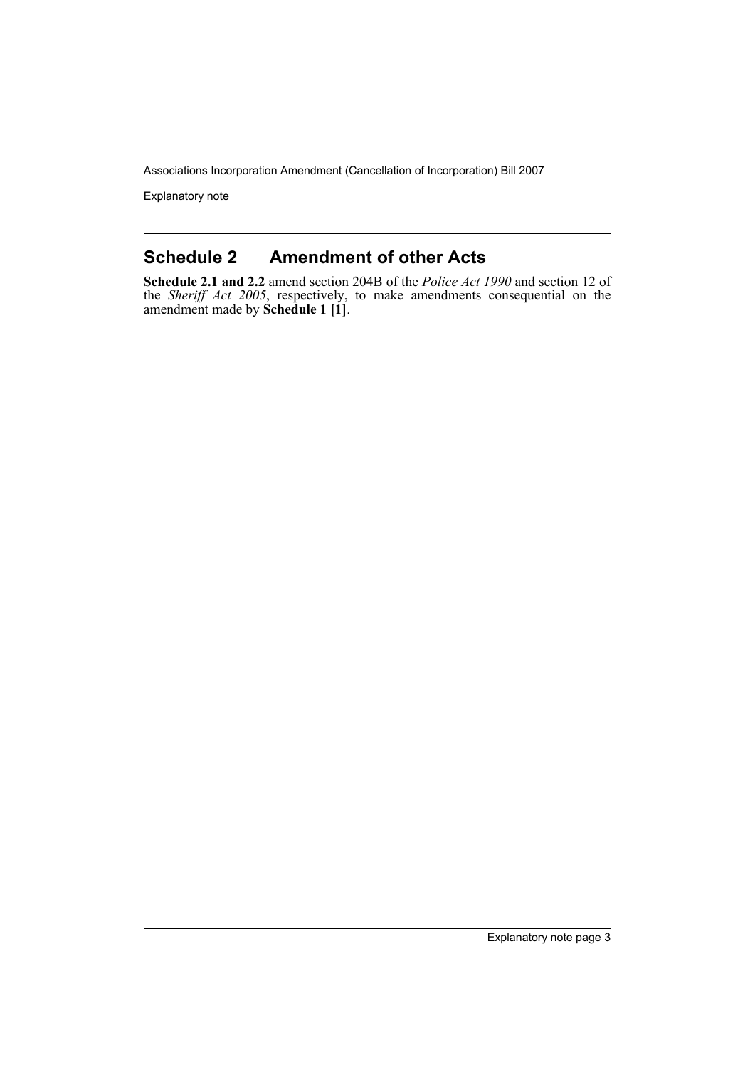## Schedule 2 Amendment of other Acts

**Schedule 2.1 and 2.2** amend section 204B of the *Police Act 1990* and section 12 of the *Sheriff Act 2005*, respectively, to make amendments consequential on the amendment made by **Schedule 1 [1]**.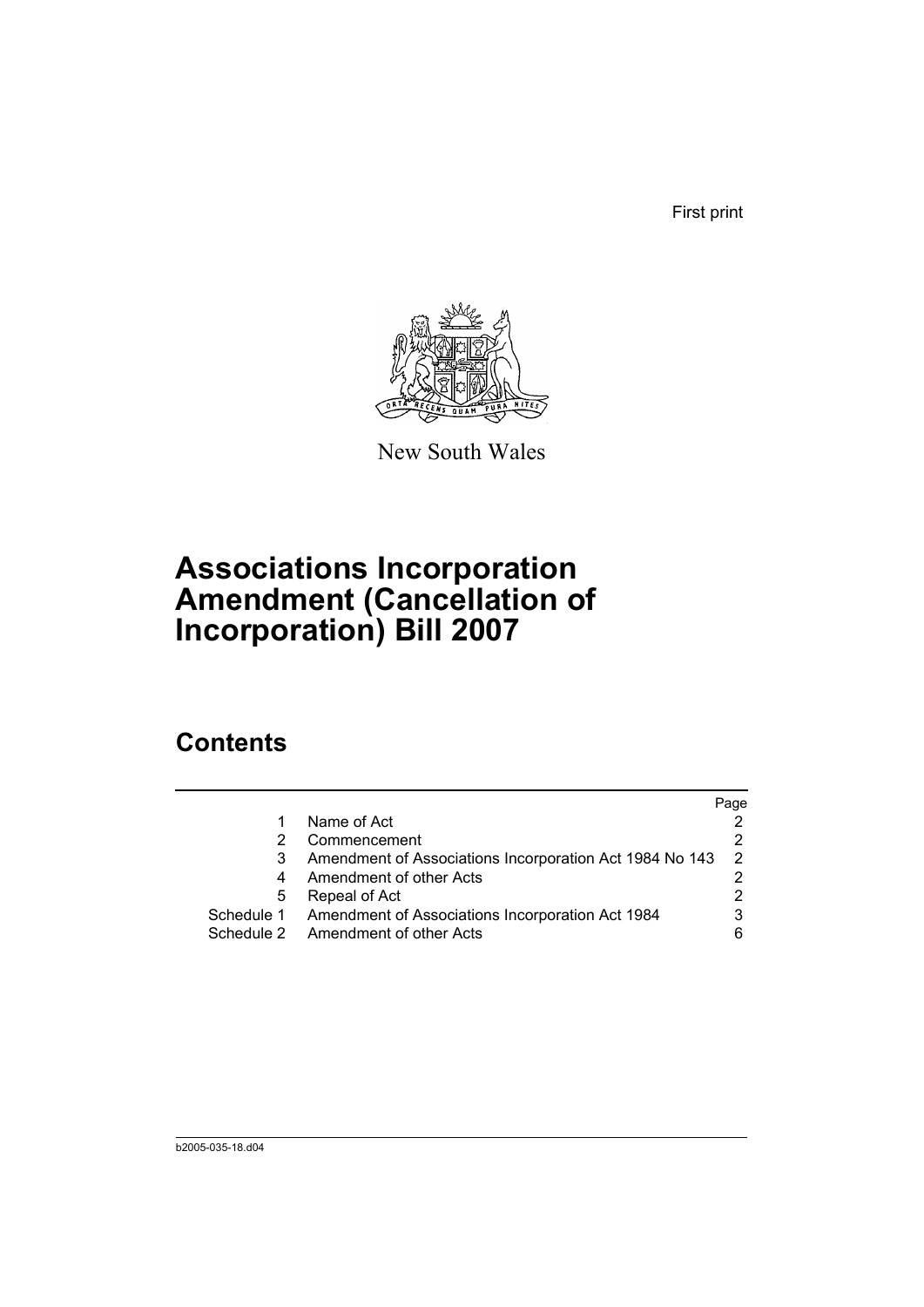First print

New South Wales

# Associations Incorporation Amendment (Cancellation of Incorporation) Bill 2007

## Contents

| | | Page |
|---|---|---|
| 1 | Name of Act | 2 |
| 2 | Commencement | 2 |
| 3 | Amendment of Associations Incorporation Act 1984 No 143 | 2 |
| 4 | Amendment of other Acts | 2 |
| 5 | Repeal of Act | 2 |
| Schedule 1 | Amendment of Associations Incorporation Act 1984 | 3 |
| Schedule 2 | Amendment of other Acts | 6 |

b2005-035-18.d04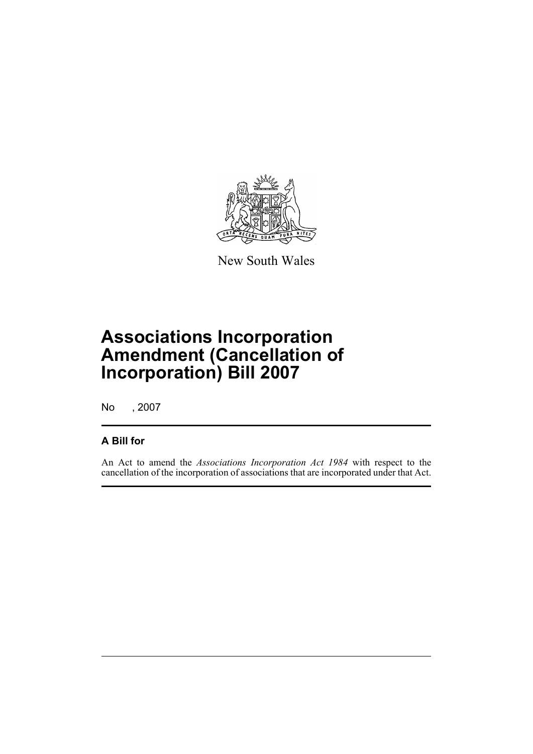New South Wales

# Associations Incorporation Amendment (Cancellation of Incorporation) Bill 2007

No , 2007

## A Bill for

An Act to amend the *Associations Incorporation Act 1984* with respect to the cancellation of the incorporation of associations that are incorporated under that Act.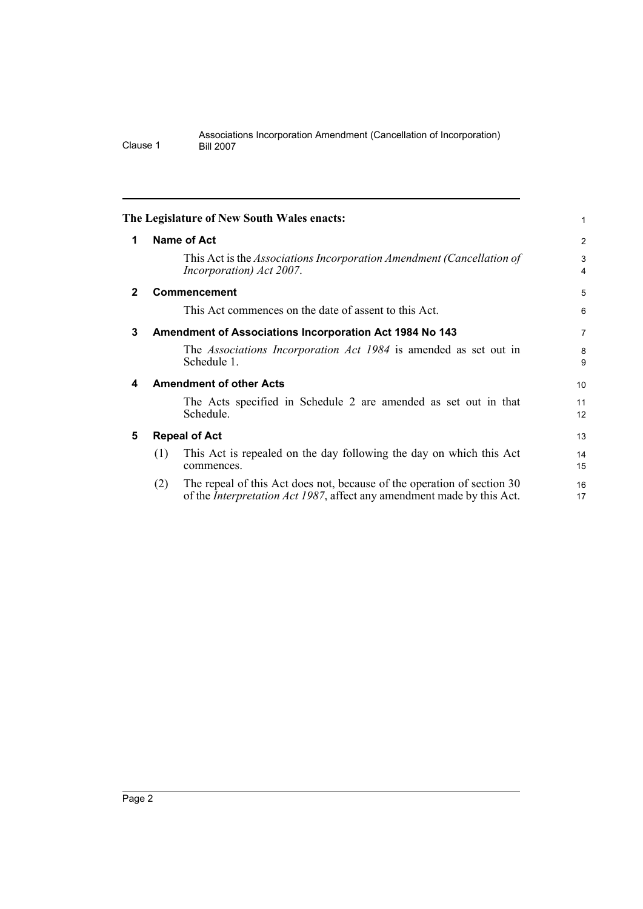**The Legislature of New South Wales enacts:**

## 1 Name of Act

This Act is the *Associations Incorporation Amendment (Cancellation of Incorporation) Act 2007*.

## 2 Commencement

This Act commences on the date of assent to this Act.

## 3 Amendment of Associations Incorporation Act 1984 No 143

The *Associations Incorporation Act 1984* is amended as set out in Schedule 1.

## 4 Amendment of other Acts

The Acts specified in Schedule 2 are amended as set out in that Schedule.

## 5 Repeal of Act

(1) This Act is repealed on the day following the day on which this Act commences.

(2) The repeal of this Act does not, because of the operation of section 30 of the *Interpretation Act 1987*, affect any amendment made by this Act.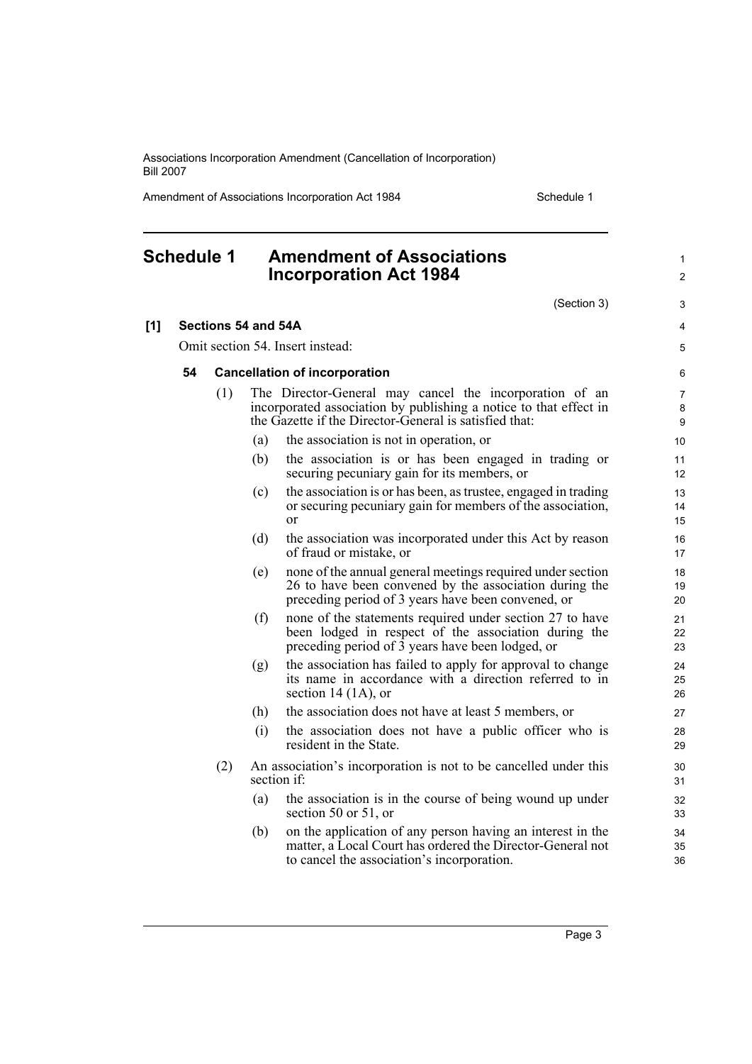# Schedule 1 Amendment of Associations Incorporation Act 1984

(Section 3)

**[1] Sections 54 and 54A**

Omit section 54. Insert instead:

**54 Cancellation of incorporation**

(1) The Director-General may cancel the incorporation of an incorporated association by publishing a notice to that effect in the Gazette if the Director-General is satisfied that:

(a) the association is not in operation, or

(b) the association is or has been engaged in trading or securing pecuniary gain for its members, or

(c) the association is or has been, as trustee, engaged in trading or securing pecuniary gain for members of the association, or

(d) the association was incorporated under this Act by reason of fraud or mistake, or

(e) none of the annual general meetings required under section 26 to have been convened by the association during the preceding period of 3 years have been convened, or

(f) none of the statements required under section 27 to have been lodged in respect of the association during the preceding period of 3 years have been lodged, or

(g) the association has failed to apply for approval to change its name in accordance with a direction referred to in section 14 (1A), or

(h) the association does not have at least 5 members, or

(i) the association does not have a public officer who is resident in the State.

(2) An association's incorporation is not to be cancelled under this section if:

(a) the association is in the course of being wound up under section 50 or 51, or

(b) on the application of any person having an interest in the matter, a Local Court has ordered the Director-General not to cancel the association's incorporation.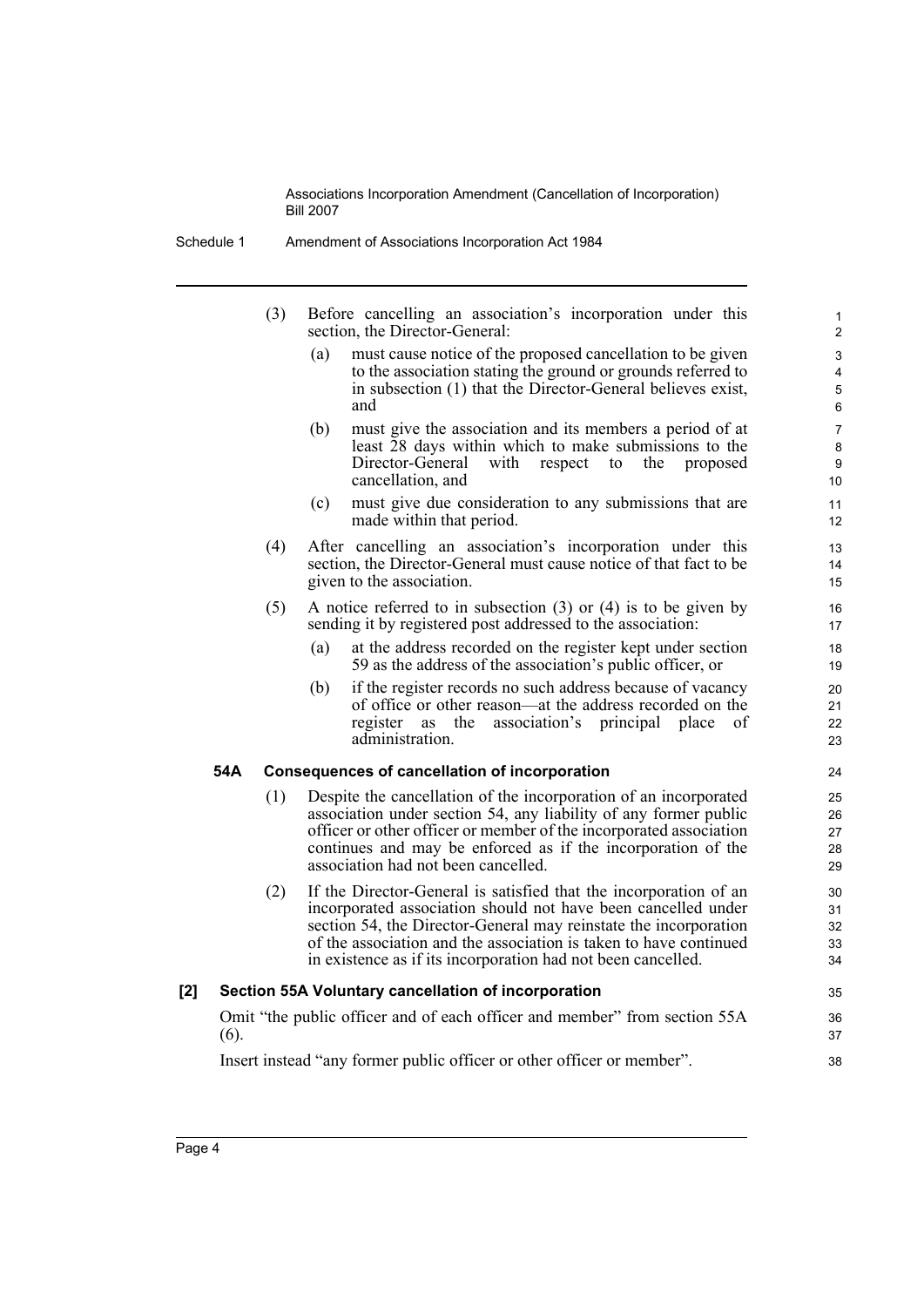(3) Before cancelling an association's incorporation under this section, the Director-General:

(a) must cause notice of the proposed cancellation to be given to the association stating the ground or grounds referred to in subsection (1) that the Director-General believes exist, and

(b) must give the association and its members a period of at least 28 days within which to make submissions to the Director-General with respect to the proposed cancellation, and

(c) must give due consideration to any submissions that are made within that period.

(4) After cancelling an association's incorporation under this section, the Director-General must cause notice of that fact to be given to the association.

(5) A notice referred to in subsection (3) or (4) is to be given by sending it by registered post addressed to the association:

(a) at the address recorded on the register kept under section 59 as the address of the association's public officer, or

(b) if the register records no such address because of vacancy of office or other reason—at the address recorded on the register as the association's principal place of administration.

**54A Consequences of cancellation of incorporation**

(1) Despite the cancellation of the incorporation of an incorporated association under section 54, any liability of any former public officer or other officer or member of the incorporated association continues and may be enforced as if the incorporation of the association had not been cancelled.

(2) If the Director-General is satisfied that the incorporation of an incorporated association should not have been cancelled under section 54, the Director-General may reinstate the incorporation of the association and the association is taken to have continued in existence as if its incorporation had not been cancelled.

**[2] Section 55A Voluntary cancellation of incorporation**

Omit "the public officer and of each officer and member" from section 55A (6).

Insert instead "any former public officer or other officer or member".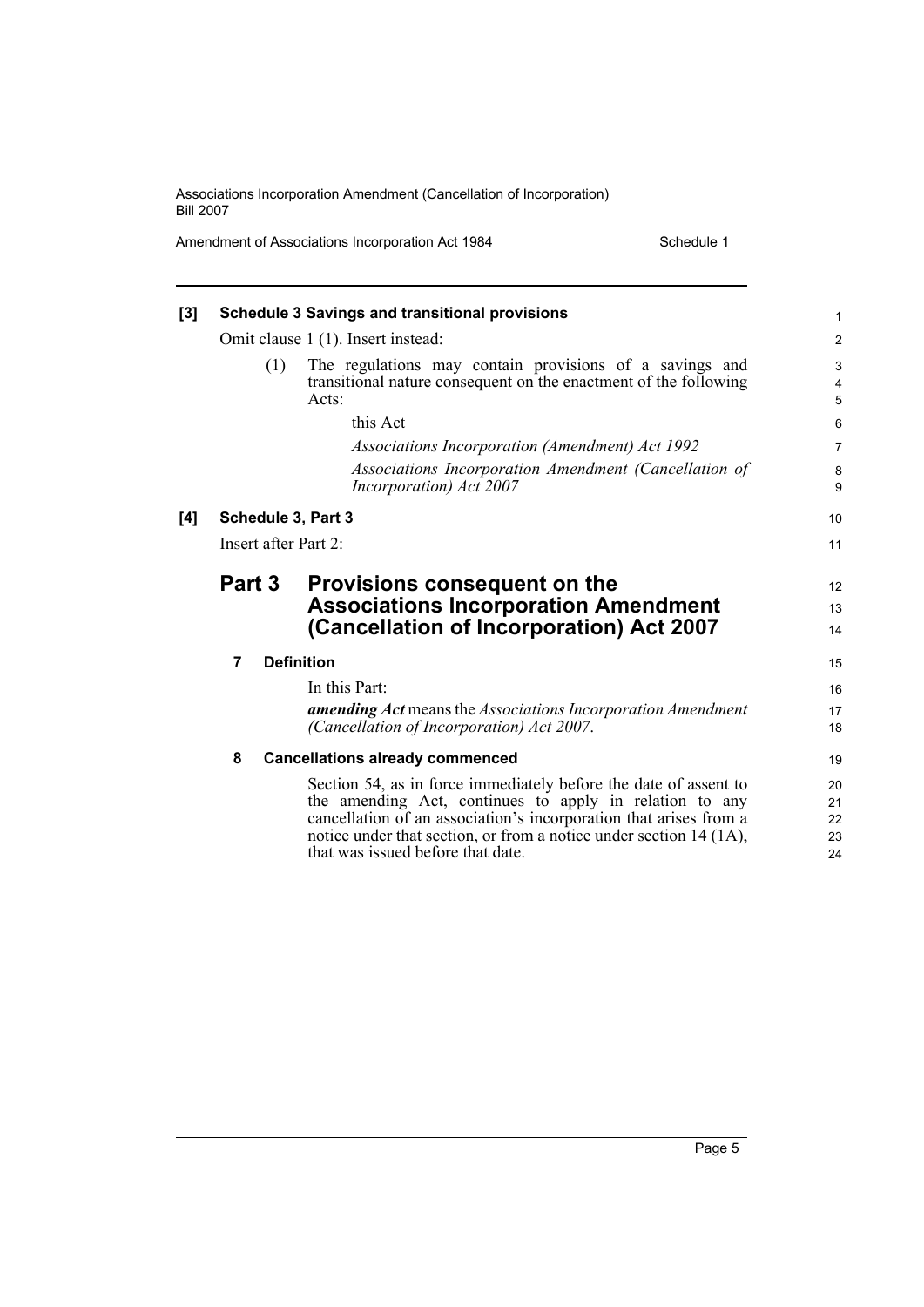**[3] Schedule 3 Savings and transitional provisions**

Omit clause 1 (1). Insert instead:

(1) The regulations may contain provisions of a savings and transitional nature consequent on the enactment of the following Acts:

this Act

*Associations Incorporation (Amendment) Act 1992*

*Associations Incorporation Amendment (Cancellation of Incorporation) Act 2007*

**[4] Schedule 3, Part 3**

Insert after Part 2:

## Part 3 Provisions consequent on the Associations Incorporation Amendment (Cancellation of Incorporation) Act 2007

### 7 Definition

In this Part:

***amending Act*** means the *Associations Incorporation Amendment (Cancellation of Incorporation) Act 2007*.

### 8 Cancellations already commenced

Section 54, as in force immediately before the date of assent to the amending Act, continues to apply in relation to any cancellation of an association's incorporation that arises from a notice under that section, or from a notice under section 14 (1A), that was issued before that date.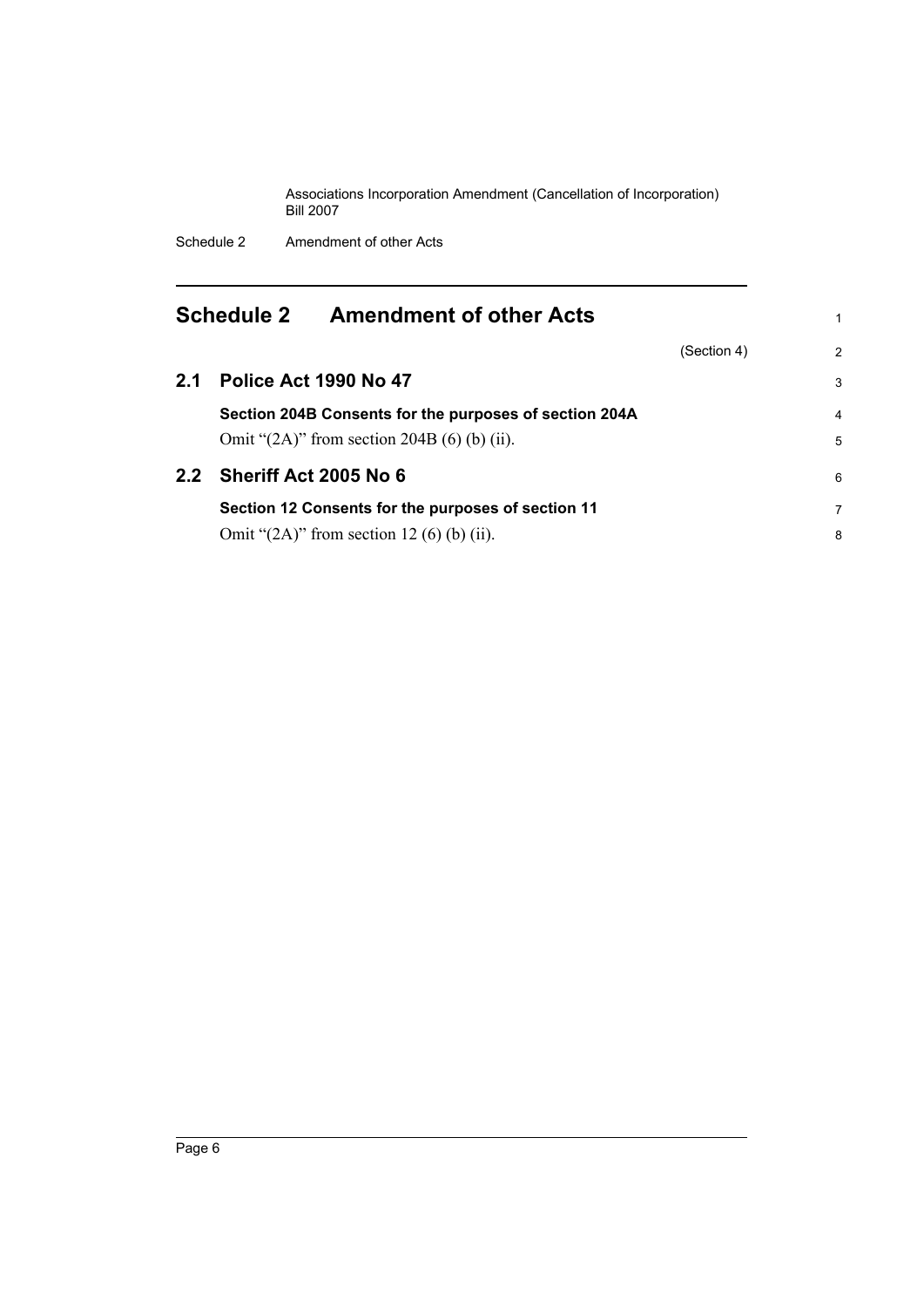## Schedule 2 Amendment of other Acts

(Section 4)

### 2.1 Police Act 1990 No 47

**Section 204B Consents for the purposes of section 204A**

Omit "(2A)" from section 204B (6) (b) (ii).

### 2.2 Sheriff Act 2005 No 6

**Section 12 Consents for the purposes of section 11**

Omit "(2A)" from section 12 (6) (b) (ii).